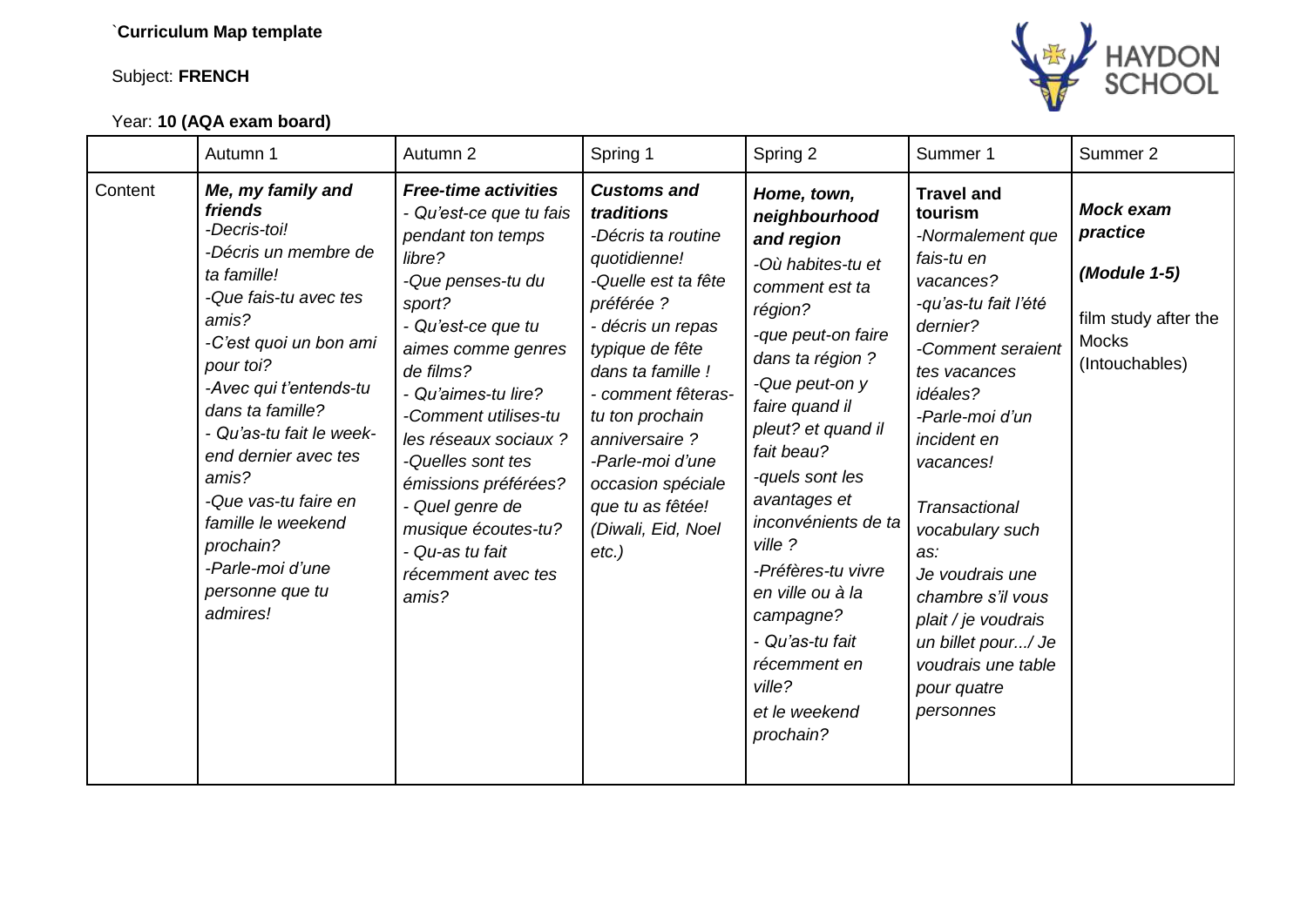`**Curriculum Map template**

Subject: **FRENCH**

Year: **10 (AQA exam board)**

| | Autumn 1 | Autumn 2 | Spring 1 | Spring 2 | Summer 1 | Summer 2 |
|---|---|---|---|---|---|---|
| Content | ***Me, my family and friends*** *-Decris-toi! -Décris un membre de ta famille! -Que fais-tu avec tes amis? -C'est quoi un bon ami pour toi? -Avec qui t'entends-tu dans ta famille? - Qu'as-tu fait le week-end dernier avec tes amis? -Que vas-tu faire en famille le weekend prochain? -Parle-moi d'une personne que tu admires!* | ***Free-time activities*** *- Qu'est-ce que tu fais pendant ton temps libre? -Que penses-tu du sport? - Qu'est-ce que tu aimes comme genres de films? - Qu'aimes-tu lire? -Comment utilises-tu les réseaux sociaux ? -Quelles sont tes émissions préférées? - Quel genre de musique écoutes-tu? - Qu-as tu fait récemment avec tes amis?* | ***Customs and traditions*** *-Décris ta routine quotidienne! -Quelle est ta fête préférée ? - décris un repas typique de fête dans ta famille ! - comment fêteras-tu ton prochain anniversaire ? -Parle-moi d'une occasion spéciale que tu as fêtée! (Diwali, Eid, Noel etc.)* | ***Home, town, neighbourhood and region*** *-Où habites-tu et comment est ta région? -que peut-on faire dans ta région ? -Que peut-on y faire quand il pleut? et quand il fait beau? -quels sont les avantages et inconvénients de ta ville ? -Préfères-tu vivre en ville ou à la campagne? - Qu'as-tu fait récemment en ville? et le weekend prochain?* | **Travel and tourism** *-Normalement que fais-tu en vacances? -qu'as-tu fait l'été dernier? -Comment seraient tes vacances idéales? -Parle-moi d'un incident en vacances!* <br><br> *Transactional vocabulary such as: Je voudrais une chambre s'il vous plait / je voudrais un billet pour.../ Je voudrais une table pour quatre personnes* | ***Mock exam practice*** <br><br> ***(Module 1-5)*** <br><br> film study after the Mocks (Intouchables) |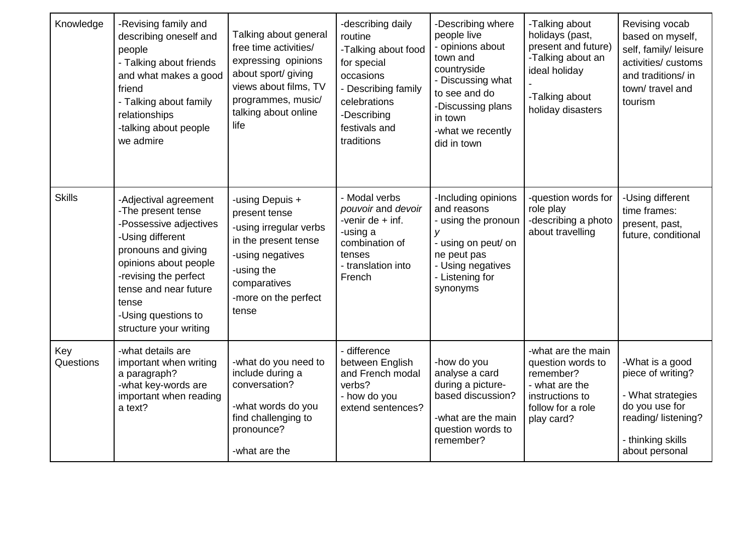| Knowledge | -Revising family and describing oneself and people<br>- Talking about friends and what makes a good friend<br>- Talking about family relationships<br>-talking about people we admire | Talking about general free time activities/ expressing opinions about sport/ giving views about films, TV programmes, music/ talking about online life | -describing daily routine<br>-Talking about food for special occasions<br>- Describing family celebrations<br>-Describing festivals and traditions | -Describing where people live<br>- opinions about town and countryside<br>- Discussing what to see and do<br>-Discussing plans in town<br>-what we recently did in town | -Talking about holidays (past, present and future)<br>-Talking about an ideal holiday<br>-<br>-Talking about holiday disasters | Revising vocab based on myself, self, family/ leisure activities/ customs and traditions/ in town/ travel and tourism |
|---|---|---|---|---|---|---|
| Skills | -Adjectival agreement<br>-The present tense<br>-Possessive adjectives<br>-Using different pronouns and giving opinions about people<br>-revising the perfect tense and near future tense<br>-Using questions to structure your writing | -using Depuis + present tense<br>-using irregular verbs in the present tense<br>-using negatives<br>-using the comparatives<br>-more on the perfect tense | - Modal verbs *pouvoir* and *devoir*<br>-venir de + inf.<br>-using a combination of tenses<br>- translation into French | -Including opinions and reasons<br>- using the pronoun *y*<br>- using on peut/ on ne peut pas<br>- Using negatives<br>- Listening for synonyms | -question words for role play<br>-describing a photo about travelling | -Using different time frames: present, past, future, conditional |
| Key Questions | -what details are important when writing a paragraph?<br>-what key-words are important when reading a text? | -what do you need to include during a conversation?<br><br>-what words do you find challenging to pronounce?<br><br>-what are the | - difference between English and French modal verbs?<br>- how do you extend sentences? | -how do you analyse a card during a picture-based discussion?<br><br>-what are the main question words to remember? | -what are the main question words to remember?<br>- what are the instructions to follow for a role play card? | -What is a good piece of writing?<br><br>- What strategies do you use for reading/ listening?<br><br>- thinking skills about personal |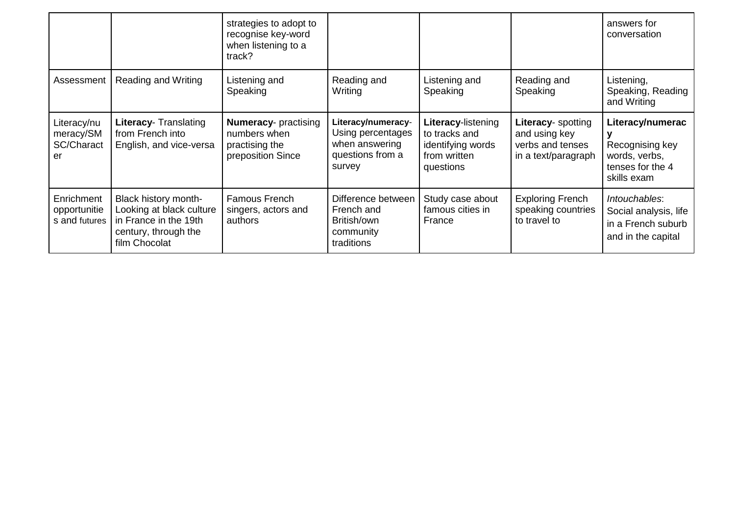| | | | | | | |
|---|---|---|---|---|---|---|
| | | strategies to adopt to recognise key-word when listening to a track? | | | | answers for conversation |
| Assessment | Reading and Writing | Listening and Speaking | Reading and Writing | Listening and Speaking | Reading and Speaking | Listening, Speaking, Reading and Writing |
| Literacy/numeracy/SMSC/Character | **Literacy**- Translating from French into English, and vice-versa | **Numeracy**- practising numbers when practising the preposition Since | **Literacy/numeracy**- Using percentages when answering questions from a survey | **Literacy**-listening to tracks and identifying words from written questions | **Literacy**- spotting and using key verbs and tenses in a text/paragraph | **Literacy/numeracy** Recognising key words, verbs, tenses for the 4 skills exam |
| Enrichment opportunities and futures | Black history month- Looking at black culture in France in the 19th century, through the film Chocolat | Famous French singers, actors and authors | Difference between French and British/own community traditions | Study case about famous cities in France | Exploring French speaking countries to travel to | *Intouchables*: Social analysis, life in a French suburb and in the capital |